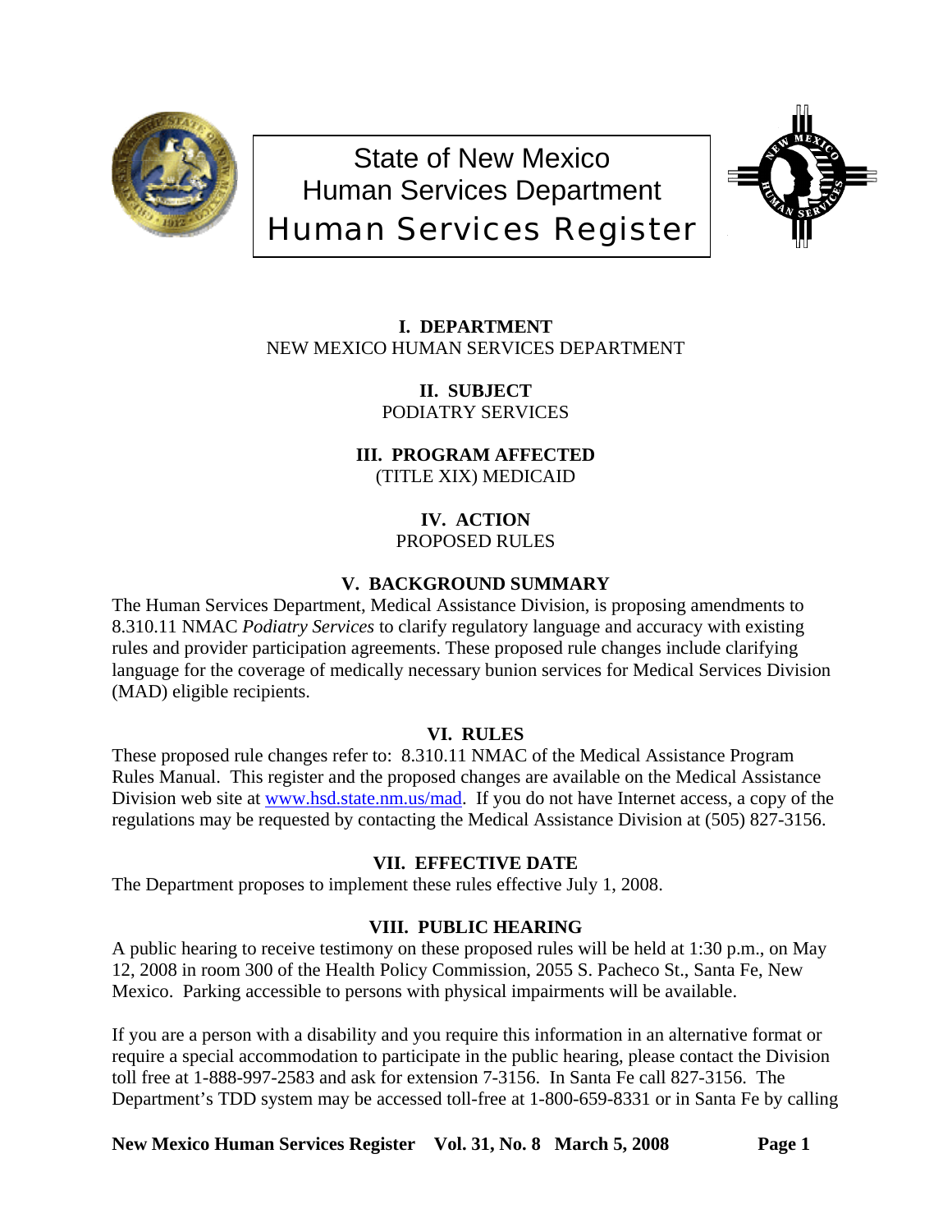# State of New Mexico
# Human Services Department
# Human Services Register

**I. DEPARTMENT**
NEW MEXICO HUMAN SERVICES DEPARTMENT

**II. SUBJECT**
PODIATRY SERVICES

**III. PROGRAM AFFECTED**
(TITLE XIX) MEDICAID

**IV. ACTION**
PROPOSED RULES

**V. BACKGROUND SUMMARY**

The Human Services Department, Medical Assistance Division, is proposing amendments to 8.310.11 NMAC *Podiatry Services* to clarify regulatory language and accuracy with existing rules and provider participation agreements. These proposed rule changes include clarifying language for the coverage of medically necessary bunion services for Medical Services Division (MAD) eligible recipients.

**VI. RULES**

These proposed rule changes refer to: 8.310.11 NMAC of the Medical Assistance Program Rules Manual. This register and the proposed changes are available on the Medical Assistance Division web site at www.hsd.state.nm.us/mad. If you do not have Internet access, a copy of the regulations may be requested by contacting the Medical Assistance Division at (505) 827-3156.

**VII. EFFECTIVE DATE**

The Department proposes to implement these rules effective July 1, 2008.

**VIII. PUBLIC HEARING**

A public hearing to receive testimony on these proposed rules will be held at 1:30 p.m., on May 12, 2008 in room 300 of the Health Policy Commission, 2055 S. Pacheco St., Santa Fe, New Mexico. Parking accessible to persons with physical impairments will be available.

If you are a person with a disability and you require this information in an alternative format or require a special accommodation to participate in the public hearing, please contact the Division toll free at 1-888-997-2583 and ask for extension 7-3156. In Santa Fe call 827-3156. The Department's TDD system may be accessed toll-free at 1-800-659-8331 or in Santa Fe by calling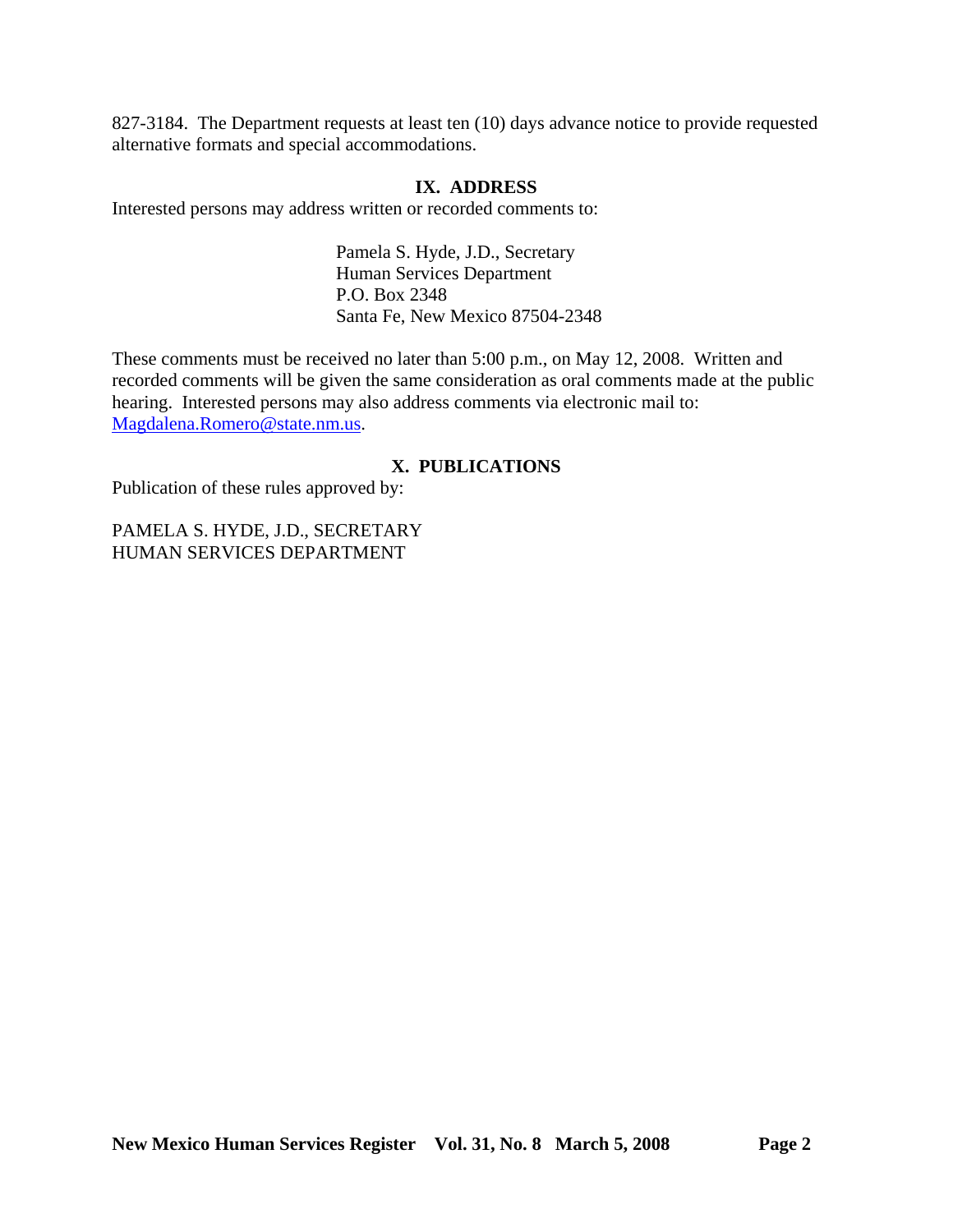827-3184. The Department requests at least ten (10) days advance notice to provide requested alternative formats and special accommodations.

## IX. ADDRESS

Interested persons may address written or recorded comments to:

Pamela S. Hyde, J.D., Secretary
Human Services Department
P.O. Box 2348
Santa Fe, New Mexico 87504-2348

These comments must be received no later than 5:00 p.m., on May 12, 2008. Written and recorded comments will be given the same consideration as oral comments made at the public hearing. Interested persons may also address comments via electronic mail to: Magdalena.Romero@state.nm.us.

## X. PUBLICATIONS

Publication of these rules approved by:

PAMELA S. HYDE, J.D., SECRETARY
HUMAN SERVICES DEPARTMENT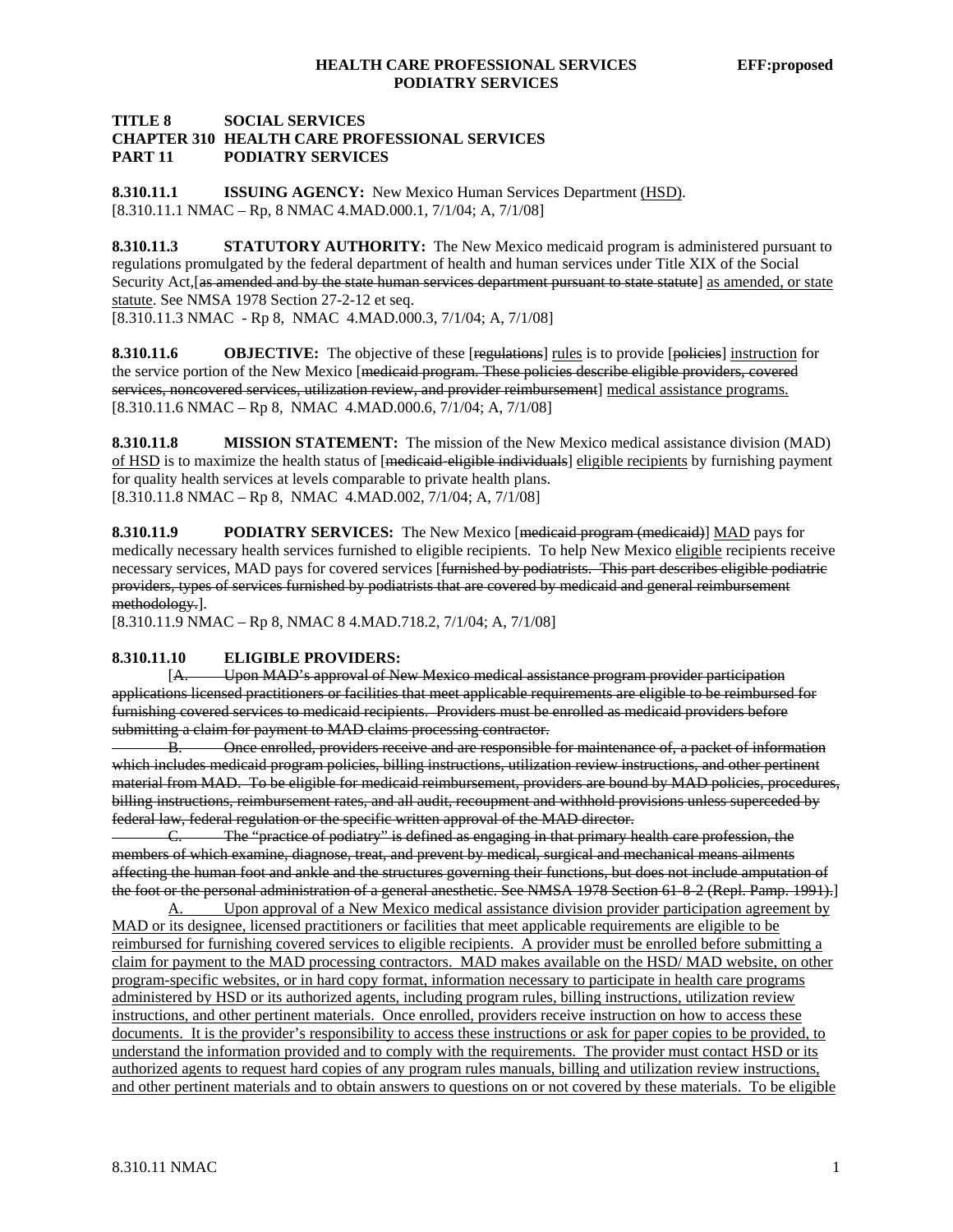**TITLE 8 SOCIAL SERVICES**
**CHAPTER 310 HEALTH CARE PROFESSIONAL SERVICES**
**PART 11 PODIATRY SERVICES**

**8.310.11.1 ISSUING AGENCY:** New Mexico Human Services Department <u>(HSD)</u>.
[8.310.11.1 NMAC – Rp, 8 NMAC 4.MAD.000.1, 7/1/04; A, 7/1/08]

**8.310.11.3 STATUTORY AUTHORITY:** The New Mexico medicaid program is administered pursuant to regulations promulgated by the federal department of health and human services under Title XIX of the Social Security Act,[~~as amended and by the state human services department pursuant to state statute~~] <u>as amended, or state statute</u>. See NMSA 1978 Section 27-2-12 et seq.
[8.310.11.3 NMAC - Rp 8, NMAC 4.MAD.000.3, 7/1/04; A, 7/1/08]

**8.310.11.6 OBJECTIVE:** The objective of these [~~regulations~~] <u>rules</u> is to provide [~~policies~~] <u>instruction</u> for the service portion of the New Mexico [~~medicaid program. These policies describe eligible providers, covered services, noncovered services, utilization review, and provider reimbursement~~] <u>medical assistance programs.</u>
[8.310.11.6 NMAC – Rp 8, NMAC 4.MAD.000.6, 7/1/04; A, 7/1/08]

**8.310.11.8 MISSION STATEMENT:** The mission of the New Mexico medical assistance division (MAD) <u>of HSD</u> is to maximize the health status of [~~medicaid-eligible individuals~~] <u>eligible recipients</u> by furnishing payment for quality health services at levels comparable to private health plans.
[8.310.11.8 NMAC – Rp 8, NMAC 4.MAD.002, 7/1/04; A, 7/1/08]

**8.310.11.9 PODIATRY SERVICES:** The New Mexico [~~medicaid program (medicaid)~~] <u>MAD</u> pays for medically necessary health services furnished to eligible recipients. To help New Mexico <u>eligible</u> recipients receive necessary services, MAD pays for covered services [~~furnished by podiatrists. This part describes eligible podiatric providers, types of services furnished by podiatrists that are covered by medicaid and general reimbursement methodology.~~].
[8.310.11.9 NMAC – Rp 8, NMAC 8 4.MAD.718.2, 7/1/04; A, 7/1/08]

**8.310.11.10 ELIGIBLE PROVIDERS:**

[~~A. Upon MAD's approval of New Mexico medical assistance program provider participation applications licensed practitioners or facilities that meet applicable requirements are eligible to be reimbursed for furnishing covered services to medicaid recipients. Providers must be enrolled as medicaid providers before submitting a claim for payment to MAD claims processing contractor.~~

~~B. Once enrolled, providers receive and are responsible for maintenance of, a packet of information which includes medicaid program policies, billing instructions, utilization review instructions, and other pertinent material from MAD. To be eligible for medicaid reimbursement, providers are bound by MAD policies, procedures, billing instructions, reimbursement rates, and all audit, recoupment and withhold provisions unless superceded by federal law, federal regulation or the specific written approval of the MAD director.~~

~~C. The "practice of podiatry" is defined as engaging in that primary health care profession, the members of which examine, diagnose, treat, and prevent by medical, surgical and mechanical means ailments affecting the human foot and ankle and the structures governing their functions, but does not include amputation of the foot or the personal administration of a general anesthetic. See NMSA 1978 Section 61-8-2 (Repl. Pamp. 1991).~~]

<u>A. Upon approval of a New Mexico medical assistance division provider participation agreement by MAD or its designee, licensed practitioners or facilities that meet applicable requirements are eligible to be reimbursed for furnishing covered services to eligible recipients. A provider must be enrolled before submitting a claim for payment to the MAD processing contractors. MAD makes available on the HSD/ MAD website, on other program-specific websites, or in hard copy format, information necessary to participate in health care programs administered by HSD or its authorized agents, including program rules, billing instructions, utilization review instructions, and other pertinent materials. Once enrolled, providers receive instruction on how to access these documents. It is the provider's responsibility to access these instructions or ask for paper copies to be provided, to understand the information provided and to comply with the requirements. The provider must contact HSD or its authorized agents to request hard copies of any program rules manuals, billing and utilization review instructions, and other pertinent materials and to obtain answers to questions on or not covered by these materials. To be eligible</u>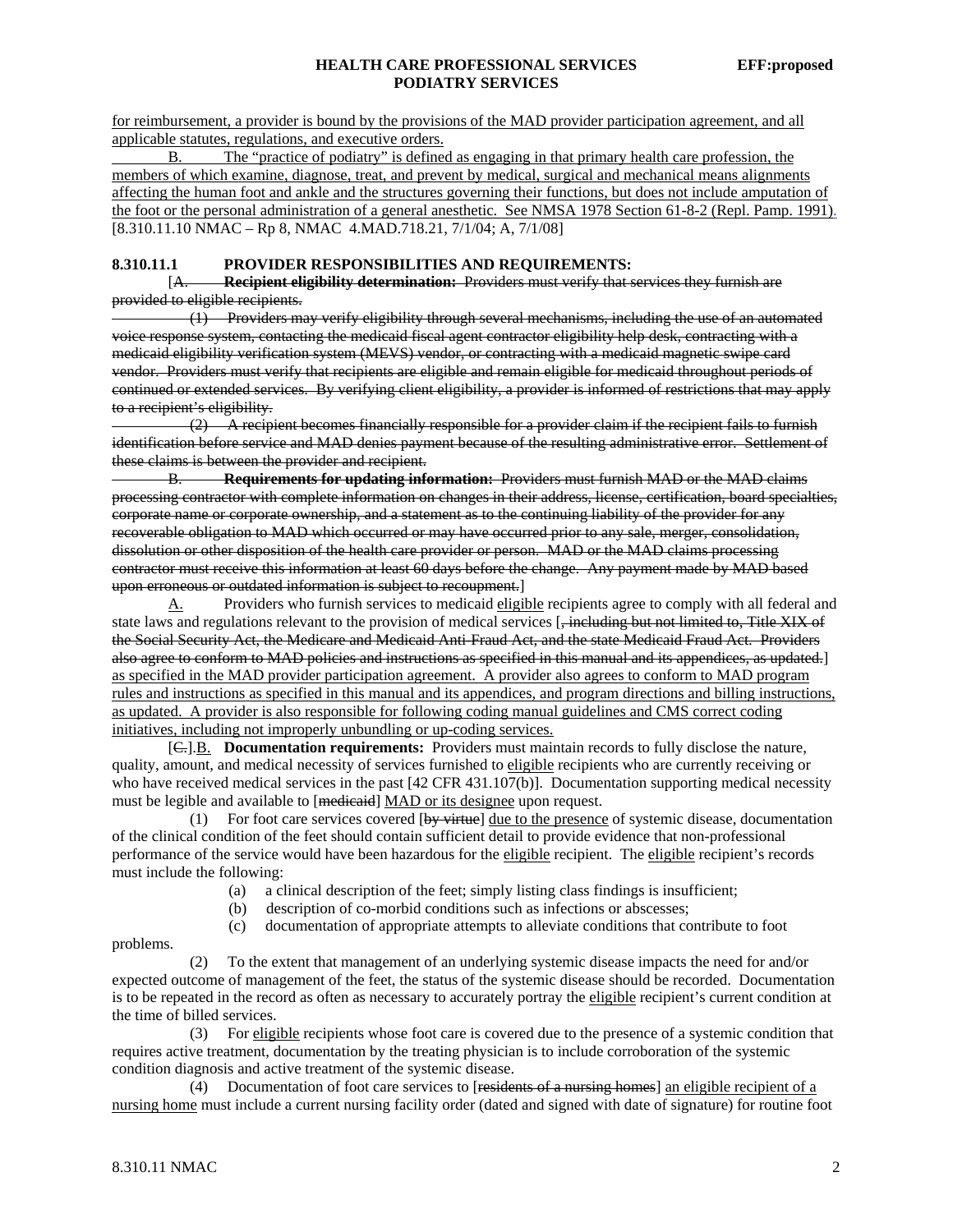for reimbursement, a provider is bound by the provisions of the MAD provider participation agreement, and all applicable statutes, regulations, and executive orders.

B. The "practice of podiatry" is defined as engaging in that primary health care profession, the members of which examine, diagnose, treat, and prevent by medical, surgical and mechanical means alignments affecting the human foot and ankle and the structures governing their functions, but does not include amputation of the foot or the personal administration of a general anesthetic. See NMSA 1978 Section 61-8-2 (Repl. Pamp. 1991).
[8.310.11.10 NMAC – Rp 8, NMAC 4.MAD.718.21, 7/1/04; A, 7/1/08]

**8.310.11.1 PROVIDER RESPONSIBILITIES AND REQUIREMENTS:**

[~~A. **Recipient eligibility determination:** Providers must verify that services they furnish are provided to eligible recipients.~~

~~(1) Providers may verify eligibility through several mechanisms, including the use of an automated voice response system, contacting the medicaid fiscal agent contractor eligibility help desk, contracting with a medicaid eligibility verification system (MEVS) vendor, or contracting with a medicaid magnetic swipe card vendor. Providers must verify that recipients are eligible and remain eligible for medicaid throughout periods of continued or extended services. By verifying client eligibility, a provider is informed of restrictions that may apply to a recipient's eligibility.~~

~~(2) A recipient becomes financially responsible for a provider claim if the recipient fails to furnish identification before service and MAD denies payment because of the resulting administrative error. Settlement of these claims is between the provider and recipient.~~

~~B. **Requirements for updating information:** Providers must furnish MAD or the MAD claims processing contractor with complete information on changes in their address, license, certification, board specialties, corporate name or corporate ownership, and a statement as to the continuing liability of the provider for any recoverable obligation to MAD which occurred or may have occurred prior to any sale, merger, consolidation, dissolution or other disposition of the health care provider or person. MAD or the MAD claims processing contractor must receive this information at least 60 days before the change. Any payment made by MAD based upon erroneous or outdated information is subject to recoupment.~~]

A. Providers who furnish services to medicaid eligible recipients agree to comply with all federal and state laws and regulations relevant to the provision of medical services [~~, including but not limited to, Title XIX of the Social Security Act, the Medicare and Medicaid Anti-Fraud Act, and the state Medicaid Fraud Act. Providers also agree to conform to MAD policies and instructions as specified in this manual and its appendices, as updated.~~] as specified in the MAD provider participation agreement. A provider also agrees to conform to MAD program rules and instructions as specified in this manual and its appendices, and program directions and billing instructions, as updated. A provider is also responsible for following coding manual guidelines and CMS correct coding initiatives, including not improperly unbundling or up-coding services.

[~~C.~~].B. **Documentation requirements:** Providers must maintain records to fully disclose the nature, quality, amount, and medical necessity of services furnished to eligible recipients who are currently receiving or who have received medical services in the past [42 CFR 431.107(b)]. Documentation supporting medical necessity must be legible and available to [~~medicaid~~] MAD or its designee upon request.

(1) For foot care services covered [~~by virtue~~] due to the presence of systemic disease, documentation of the clinical condition of the feet should contain sufficient detail to provide evidence that non-professional performance of the service would have been hazardous for the eligible recipient. The eligible recipient's records must include the following:

(a) a clinical description of the feet; simply listing class findings is insufficient;

(b) description of co-morbid conditions such as infections or abscesses;

(c) documentation of appropriate attempts to alleviate conditions that contribute to foot problems.

(2) To the extent that management of an underlying systemic disease impacts the need for and/or expected outcome of management of the feet, the status of the systemic disease should be recorded. Documentation is to be repeated in the record as often as necessary to accurately portray the eligible recipient's current condition at the time of billed services.

(3) For eligible recipients whose foot care is covered due to the presence of a systemic condition that requires active treatment, documentation by the treating physician is to include corroboration of the systemic condition diagnosis and active treatment of the systemic disease.

(4) Documentation of foot care services to [~~residents of a nursing homes~~] an eligible recipient of a nursing home must include a current nursing facility order (dated and signed with date of signature) for routine foot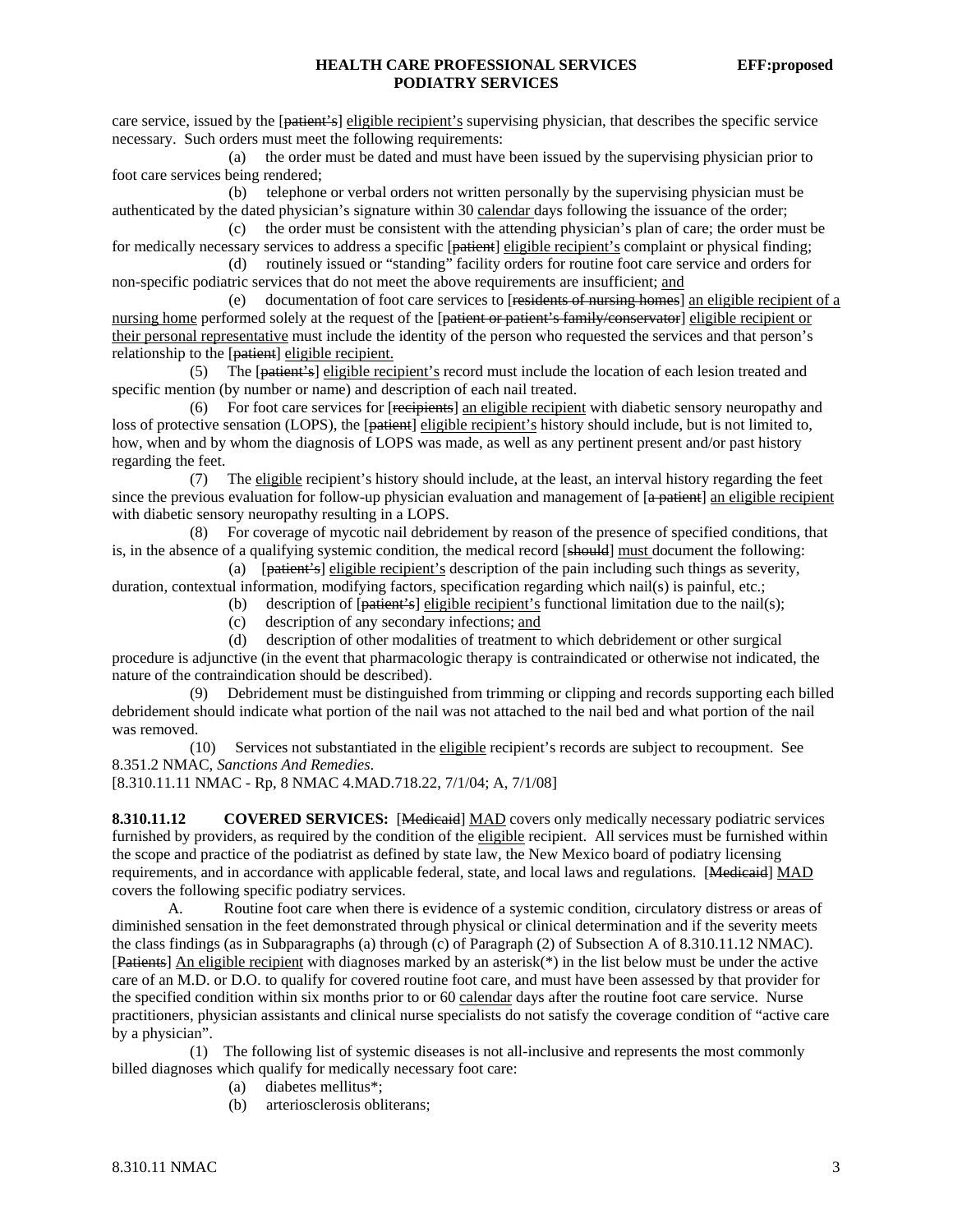care service, issued by the [~~patient's~~] <u>eligible recipient's</u> supervising physician, that describes the specific service necessary. Such orders must meet the following requirements:

(a) the order must be dated and must have been issued by the supervising physician prior to foot care services being rendered;

(b) telephone or verbal orders not written personally by the supervising physician must be authenticated by the dated physician's signature within 30 <u>calendar</u> days following the issuance of the order;

(c) the order must be consistent with the attending physician's plan of care; the order must be for medically necessary services to address a specific [~~patient~~] <u>eligible recipient's</u> complaint or physical finding;

(d) routinely issued or "standing" facility orders for routine foot care service and orders for non-specific podiatric services that do not meet the above requirements are insufficient; <u>and</u>

(e) documentation of foot care services to [~~residents of nursing homes~~] <u>an eligible recipient of a nursing home</u> performed solely at the request of the [~~patient or patient's family/conservator~~] <u>eligible recipient or their personal representative</u> must include the identity of the person who requested the services and that person's relationship to the [~~patient~~] <u>eligible recipient.</u>

(5) The [~~patient's~~] <u>eligible recipient's</u> record must include the location of each lesion treated and specific mention (by number or name) and description of each nail treated.

(6) For foot care services for [~~recipients~~] <u>an eligible recipient</u> with diabetic sensory neuropathy and loss of protective sensation (LOPS), the [~~patient~~] <u>eligible recipient's</u> history should include, but is not limited to, how, when and by whom the diagnosis of LOPS was made, as well as any pertinent present and/or past history regarding the feet.

(7) The <u>eligible</u> recipient's history should include, at the least, an interval history regarding the feet since the previous evaluation for follow-up physician evaluation and management of [~~a patient~~] <u>an eligible recipient</u> with diabetic sensory neuropathy resulting in a LOPS.

(8) For coverage of mycotic nail debridement by reason of the presence of specified conditions, that is, in the absence of a qualifying systemic condition, the medical record [~~should~~] <u>must</u> document the following:

(a) [~~patient's~~] <u>eligible recipient's</u> description of the pain including such things as severity, duration, contextual information, modifying factors, specification regarding which nail(s) is painful, etc.;

(b) description of [~~patient's~~] <u>eligible recipient's</u> functional limitation due to the nail(s);

(c) description of any secondary infections; <u>and</u>

(d) description of other modalities of treatment to which debridement or other surgical procedure is adjunctive (in the event that pharmacologic therapy is contraindicated or otherwise not indicated, the nature of the contraindication should be described).

(9) Debridement must be distinguished from trimming or clipping and records supporting each billed debridement should indicate what portion of the nail was not attached to the nail bed and what portion of the nail was removed.

(10) Services not substantiated in the <u>eligible</u> recipient's records are subject to recoupment. See 8.351.2 NMAC, *Sanctions And Remedies*.

[8.310.11.11 NMAC - Rp, 8 NMAC 4.MAD.718.22, 7/1/04; A, 7/1/08]

**8.310.11.12 COVERED SERVICES:** [~~Medicaid~~] <u>MAD</u> covers only medically necessary podiatric services furnished by providers, as required by the condition of the <u>eligible</u> recipient. All services must be furnished within the scope and practice of the podiatrist as defined by state law, the New Mexico board of podiatry licensing requirements, and in accordance with applicable federal, state, and local laws and regulations. [~~Medicaid~~] <u>MAD</u> covers the following specific podiatry services.

A. Routine foot care when there is evidence of a systemic condition, circulatory distress or areas of diminished sensation in the feet demonstrated through physical or clinical determination and if the severity meets the class findings (as in Subparagraphs (a) through (c) of Paragraph (2) of Subsection A of 8.310.11.12 NMAC). [~~Patients~~] <u>An eligible recipient</u> with diagnoses marked by an asterisk(*) in the list below must be under the active care of an M.D. or D.O. to qualify for covered routine foot care, and must have been assessed by that provider for the specified condition within six months prior to or 60 <u>calendar</u> days after the routine foot care service. Nurse practitioners, physician assistants and clinical nurse specialists do not satisfy the coverage condition of "active care by a physician".

(1) The following list of systemic diseases is not all-inclusive and represents the most commonly billed diagnoses which qualify for medically necessary foot care:

(a) diabetes mellitus*;

(b) arteriosclerosis obliterans;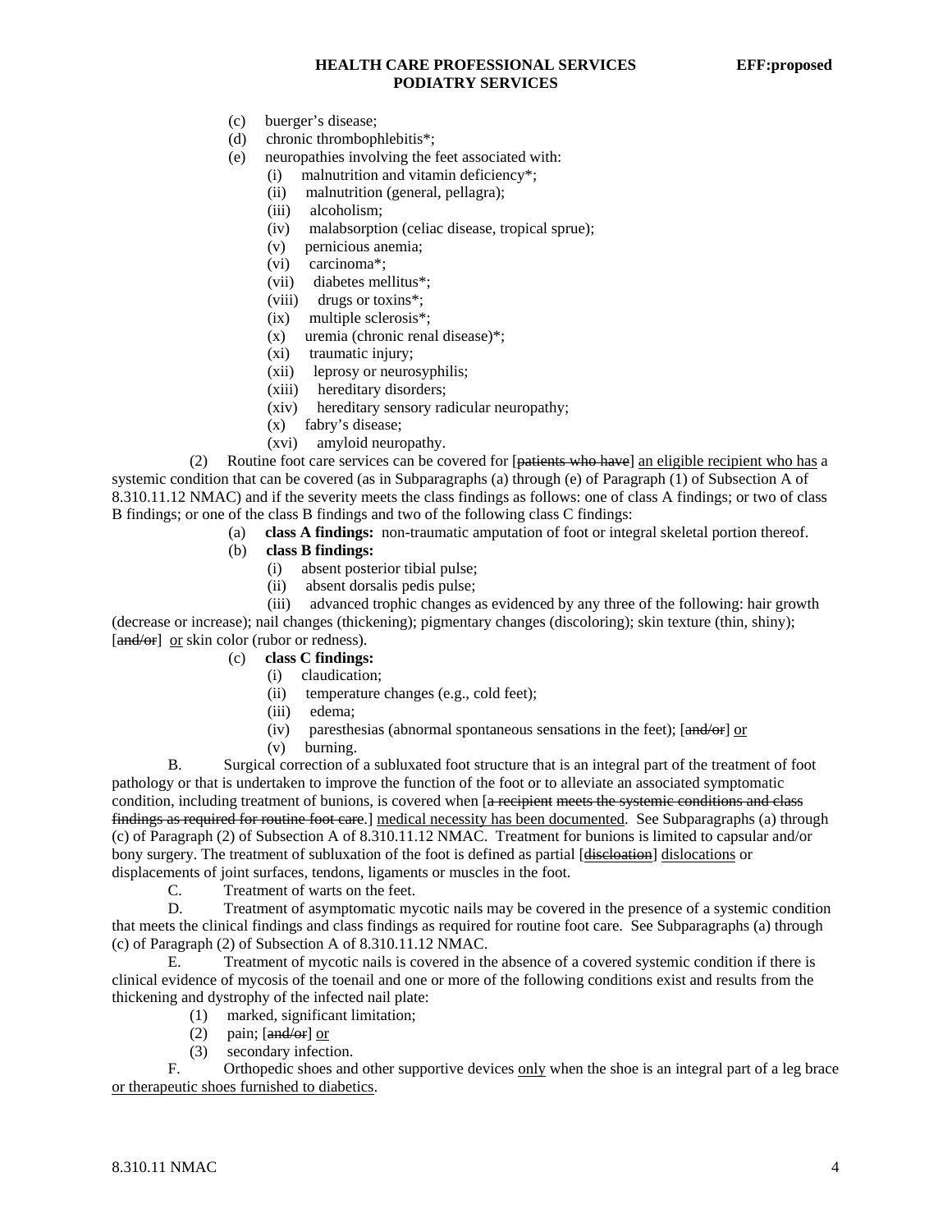(c) buerger's disease;

(d) chronic thrombophlebitis*;

(e) neuropathies involving the feet associated with:

(i) malnutrition and vitamin deficiency*;

(ii) malnutrition (general, pellagra);

(iii) alcoholism;

(iv) malabsorption (celiac disease, tropical sprue);

(v) pernicious anemia;

(vi) carcinoma*;

(vii) diabetes mellitus*;

(viii) drugs or toxins*;

(ix) multiple sclerosis*;

(x) uremia (chronic renal disease)*;

(xi) traumatic injury;

(xii) leprosy or neurosyphilis;

(xiii) hereditary disorders;

(xiv) hereditary sensory radicular neuropathy;

(x) fabry's disease;

(xvi) amyloid neuropathy.

(2) Routine foot care services can be covered for [~~patients who have~~] <u>an eligible recipient who has</u> a systemic condition that can be covered (as in Subparagraphs (a) through (e) of Paragraph (1) of Subsection A of 8.310.11.12 NMAC) and if the severity meets the class findings as follows: one of class A findings; or two of class B findings; or one of the class B findings and two of the following class C findings:

(a) **class A findings:** non-traumatic amputation of foot or integral skeletal portion thereof.

(b) **class B findings:**

(i) absent posterior tibial pulse;

(ii) absent dorsalis pedis pulse;

(iii) advanced trophic changes as evidenced by any three of the following: hair growth (decrease or increase); nail changes (thickening); pigmentary changes (discoloring); skin texture (thin, shiny); [~~and/or~~] <u>or</u> skin color (rubor or redness).

(c) **class C findings:**

(i) claudication;

(ii) temperature changes (e.g., cold feet);

(iii) edema;

(iv) paresthesias (abnormal spontaneous sensations in the feet); [~~and/or~~] <u>or</u>

(v) burning.

B. Surgical correction of a subluxated foot structure that is an integral part of the treatment of foot pathology or that is undertaken to improve the function of the foot or to alleviate an associated symptomatic condition, including treatment of bunions, is covered when [~~a recipient meets the systemic conditions and class findings as required for routine foot care~~.] <u>medical necessity has been documented</u>. See Subparagraphs (a) through (c) of Paragraph (2) of Subsection A of 8.310.11.12 NMAC. Treatment for bunions is limited to capsular and/or bony surgery. The treatment of subluxation of the foot is defined as partial [~~discloation~~] <u>dislocations</u> or displacements of joint surfaces, tendons, ligaments or muscles in the foot.

C. Treatment of warts on the feet.

D. Treatment of asymptomatic mycotic nails may be covered in the presence of a systemic condition that meets the clinical findings and class findings as required for routine foot care. See Subparagraphs (a) through (c) of Paragraph (2) of Subsection A of 8.310.11.12 NMAC.

E. Treatment of mycotic nails is covered in the absence of a covered systemic condition if there is clinical evidence of mycosis of the toenail and one or more of the following conditions exist and results from the thickening and dystrophy of the infected nail plate:

(1) marked, significant limitation;

(2) pain; [~~and/or~~] <u>or</u>

(3) secondary infection.

F. Orthopedic shoes and other supportive devices <u>only</u> when the shoe is an integral part of a leg brace <u>or therapeutic shoes furnished to diabetics</u>.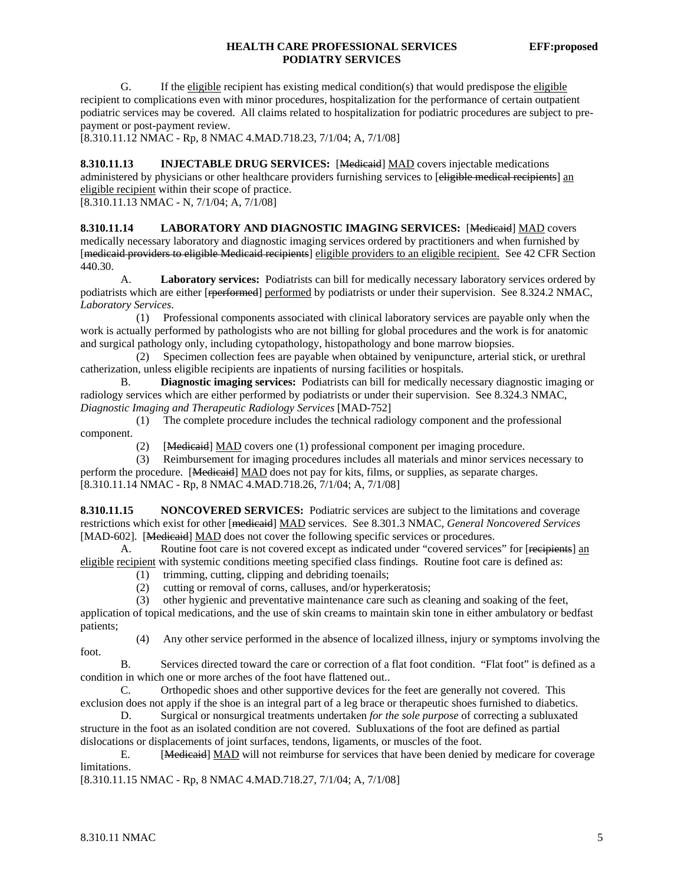G. If the eligible recipient has existing medical condition(s) that would predispose the eligible recipient to complications even with minor procedures, hospitalization for the performance of certain outpatient podiatric services may be covered. All claims related to hospitalization for podiatric procedures are subject to pre-payment or post-payment review.

[8.310.11.12 NMAC - Rp, 8 NMAC 4.MAD.718.23, 7/1/04; A, 7/1/08]

**8.310.11.13 INJECTABLE DRUG SERVICES:** [~~Medicaid~~] MAD covers injectable medications administered by physicians or other healthcare providers furnishing services to [~~eligible medical recipients~~] an eligible recipient within their scope of practice.

[8.310.11.13 NMAC - N, 7/1/04; A, 7/1/08]

**8.310.11.14 LABORATORY AND DIAGNOSTIC IMAGING SERVICES:** [~~Medicaid~~] MAD covers medically necessary laboratory and diagnostic imaging services ordered by practitioners and when furnished by [~~medicaid providers to eligible Medicaid recipients~~] eligible providers to an eligible recipient. See 42 CFR Section 440.30.

A. **Laboratory services:** Podiatrists can bill for medically necessary laboratory services ordered by podiatrists which are either [~~rperformed~~] performed by podiatrists or under their supervision. See 8.324.2 NMAC, *Laboratory Services*.

(1) Professional components associated with clinical laboratory services are payable only when the work is actually performed by pathologists who are not billing for global procedures and the work is for anatomic and surgical pathology only, including cytopathology, histopathology and bone marrow biopsies.

(2) Specimen collection fees are payable when obtained by venipuncture, arterial stick, or urethral catherization, unless eligible recipients are inpatients of nursing facilities or hospitals.

B. **Diagnostic imaging services:** Podiatrists can bill for medically necessary diagnostic imaging or radiology services which are either performed by podiatrists or under their supervision. See 8.324.3 NMAC, *Diagnostic Imaging and Therapeutic Radiology Services* [MAD-752]

(1) The complete procedure includes the technical radiology component and the professional component.

(2) [~~Medicaid~~] MAD covers one (1) professional component per imaging procedure.

(3) Reimbursement for imaging procedures includes all materials and minor services necessary to perform the procedure. [~~Medicaid~~] MAD does not pay for kits, films, or supplies, as separate charges.

[8.310.11.14 NMAC - Rp, 8 NMAC 4.MAD.718.26, 7/1/04; A, 7/1/08]

**8.310.11.15 NONCOVERED SERVICES:** Podiatric services are subject to the limitations and coverage restrictions which exist for other [~~medicaid~~] MAD services. See 8.301.3 NMAC, *General Noncovered Services* [MAD-602]. [~~Medicaid~~] MAD does not cover the following specific services or procedures.

A. Routine foot care is not covered except as indicated under "covered services" for [~~recipients~~] an eligible recipient with systemic conditions meeting specified class findings. Routine foot care is defined as:

(1) trimming, cutting, clipping and debriding toenails;

(2) cutting or removal of corns, calluses, and/or hyperkeratosis;

(3) other hygienic and preventative maintenance care such as cleaning and soaking of the feet, application of topical medications, and the use of skin creams to maintain skin tone in either ambulatory or bedfast patients;

(4) Any other service performed in the absence of localized illness, injury or symptoms involving the foot.

B. Services directed toward the care or correction of a flat foot condition. "Flat foot" is defined as a condition in which one or more arches of the foot have flattened out..

C. Orthopedic shoes and other supportive devices for the feet are generally not covered. This exclusion does not apply if the shoe is an integral part of a leg brace or therapeutic shoes furnished to diabetics.

D. Surgical or nonsurgical treatments undertaken *for the sole purpose* of correcting a subluxated structure in the foot as an isolated condition are not covered. Subluxations of the foot are defined as partial dislocations or displacements of joint surfaces, tendons, ligaments, or muscles of the foot.

E. [~~Medicaid~~] MAD will not reimburse for services that have been denied by medicare for coverage limitations.

[8.310.11.15 NMAC - Rp, 8 NMAC 4.MAD.718.27, 7/1/04; A, 7/1/08]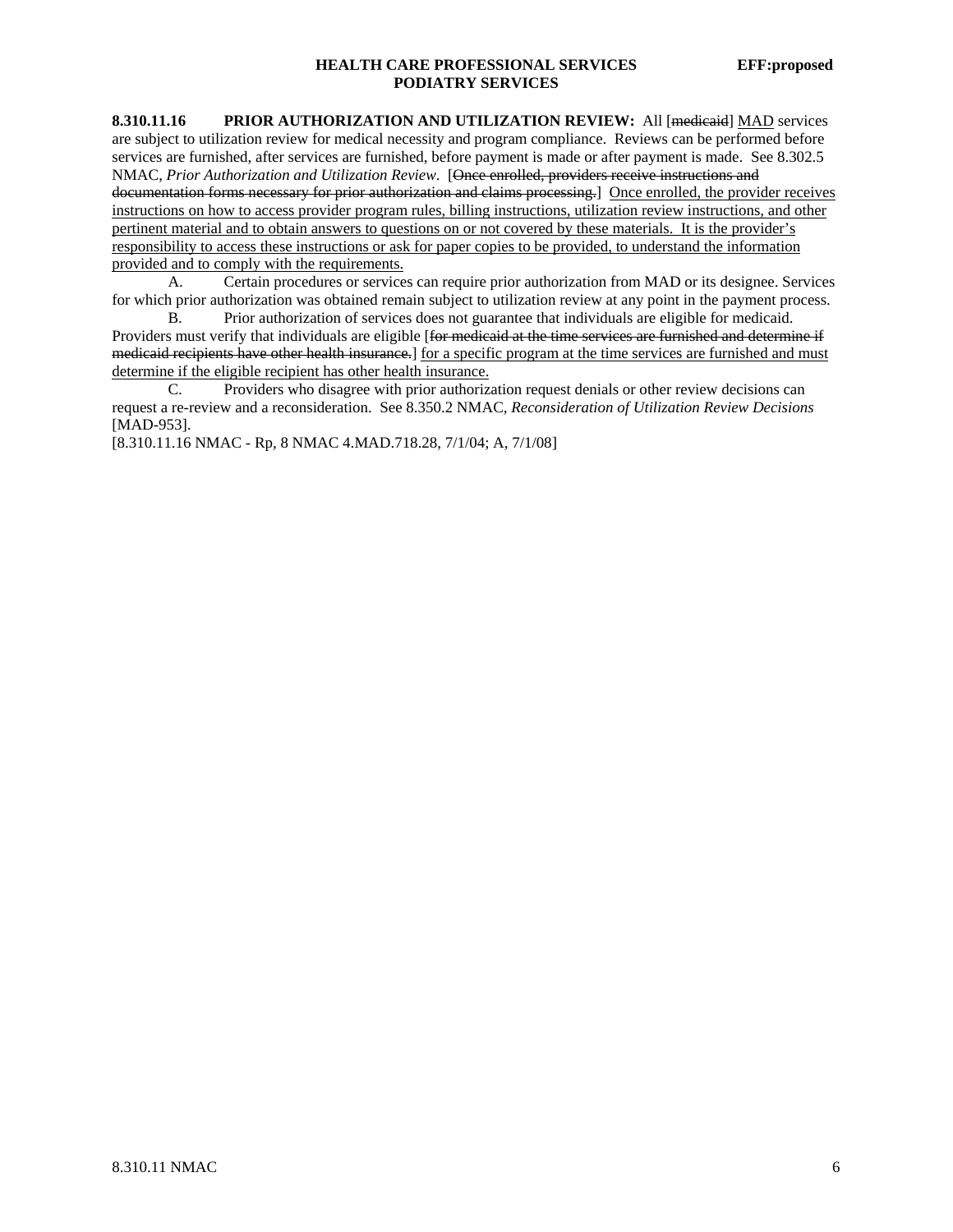**8.310.11.16 PRIOR AUTHORIZATION AND UTILIZATION REVIEW:** All [~~medicaid~~] <u>MAD</u> services are subject to utilization review for medical necessity and program compliance. Reviews can be performed before services are furnished, after services are furnished, before payment is made or after payment is made. See 8.302.5 NMAC, *Prior Authorization and Utilization Review*. [~~Once enrolled, providers receive instructions and documentation forms necessary for prior authorization and claims processing.~~] <u>Once enrolled, the provider receives instructions on how to access provider program rules, billing instructions, utilization review instructions, and other pertinent material and to obtain answers to questions on or not covered by these materials. It is the provider's responsibility to access these instructions or ask for paper copies to be provided, to understand the information provided and to comply with the requirements.</u>

A. Certain procedures or services can require prior authorization from MAD or its designee. Services for which prior authorization was obtained remain subject to utilization review at any point in the payment process.

B. Prior authorization of services does not guarantee that individuals are eligible for medicaid. Providers must verify that individuals are eligible [~~for medicaid at the time services are furnished and determine if medicaid recipients have other health insurance.~~] <u>for a specific program at the time services are furnished and must determine if the eligible recipient has other health insurance.</u>

C. Providers who disagree with prior authorization request denials or other review decisions can request a re-review and a reconsideration. See 8.350.2 NMAC, *Reconsideration of Utilization Review Decisions* [MAD-953].

[8.310.11.16 NMAC - Rp, 8 NMAC 4.MAD.718.28, 7/1/04; A, 7/1/08]